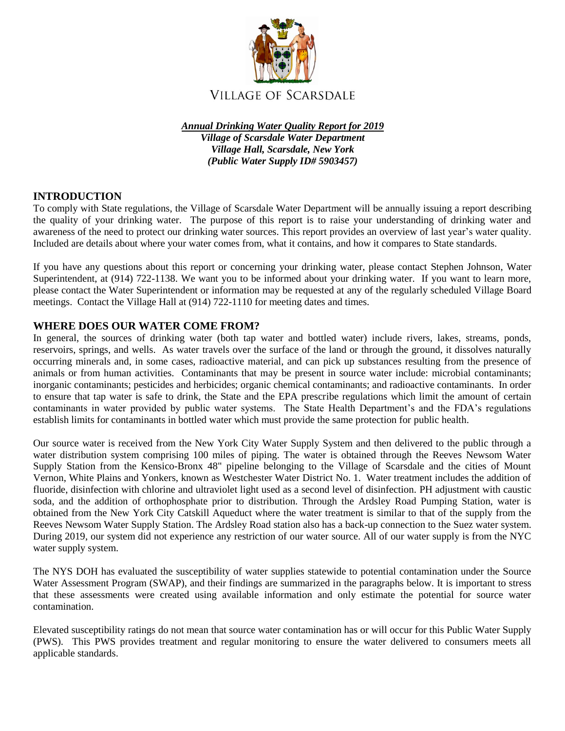VILLAGE OF SCARSDALE

***Annual Drinking Water Quality Report for 2019***
***Village of Scarsdale Water Department***
***Village Hall, Scarsdale, New York***
***(Public Water Supply ID# 5903457)***

## INTRODUCTION

To comply with State regulations, the Village of Scarsdale Water Department will be annually issuing a report describing the quality of your drinking water. The purpose of this report is to raise your understanding of drinking water and awareness of the need to protect our drinking water sources. This report provides an overview of last year's water quality. Included are details about where your water comes from, what it contains, and how it compares to State standards.

If you have any questions about this report or concerning your drinking water, please contact Stephen Johnson, Water Superintendent, at (914) 722-1138. We want you to be informed about your drinking water. If you want to learn more, please contact the Water Superintendent or information may be requested at any of the regularly scheduled Village Board meetings. Contact the Village Hall at (914) 722-1110 for meeting dates and times.

## WHERE DOES OUR WATER COME FROM?

In general, the sources of drinking water (both tap water and bottled water) include rivers, lakes, streams, ponds, reservoirs, springs, and wells. As water travels over the surface of the land or through the ground, it dissolves naturally occurring minerals and, in some cases, radioactive material, and can pick up substances resulting from the presence of animals or from human activities. Contaminants that may be present in source water include: microbial contaminants; inorganic contaminants; pesticides and herbicides; organic chemical contaminants; and radioactive contaminants. In order to ensure that tap water is safe to drink, the State and the EPA prescribe regulations which limit the amount of certain contaminants in water provided by public water systems. The State Health Department's and the FDA's regulations establish limits for contaminants in bottled water which must provide the same protection for public health.

Our source water is received from the New York City Water Supply System and then delivered to the public through a water distribution system comprising 100 miles of piping. The water is obtained through the Reeves Newsom Water Supply Station from the Kensico-Bronx 48" pipeline belonging to the Village of Scarsdale and the cities of Mount Vernon, White Plains and Yonkers, known as Westchester Water District No. 1. Water treatment includes the addition of fluoride, disinfection with chlorine and ultraviolet light used as a second level of disinfection. PH adjustment with caustic soda, and the addition of orthophosphate prior to distribution. Through the Ardsley Road Pumping Station, water is obtained from the New York City Catskill Aqueduct where the water treatment is similar to that of the supply from the Reeves Newsom Water Supply Station. The Ardsley Road station also has a back-up connection to the Suez water system. During 2019, our system did not experience any restriction of our water source. All of our water supply is from the NYC water supply system.

The NYS DOH has evaluated the susceptibility of water supplies statewide to potential contamination under the Source Water Assessment Program (SWAP), and their findings are summarized in the paragraphs below. It is important to stress that these assessments were created using available information and only estimate the potential for source water contamination.

Elevated susceptibility ratings do not mean that source water contamination has or will occur for this Public Water Supply (PWS). This PWS provides treatment and regular monitoring to ensure the water delivered to consumers meets all applicable standards.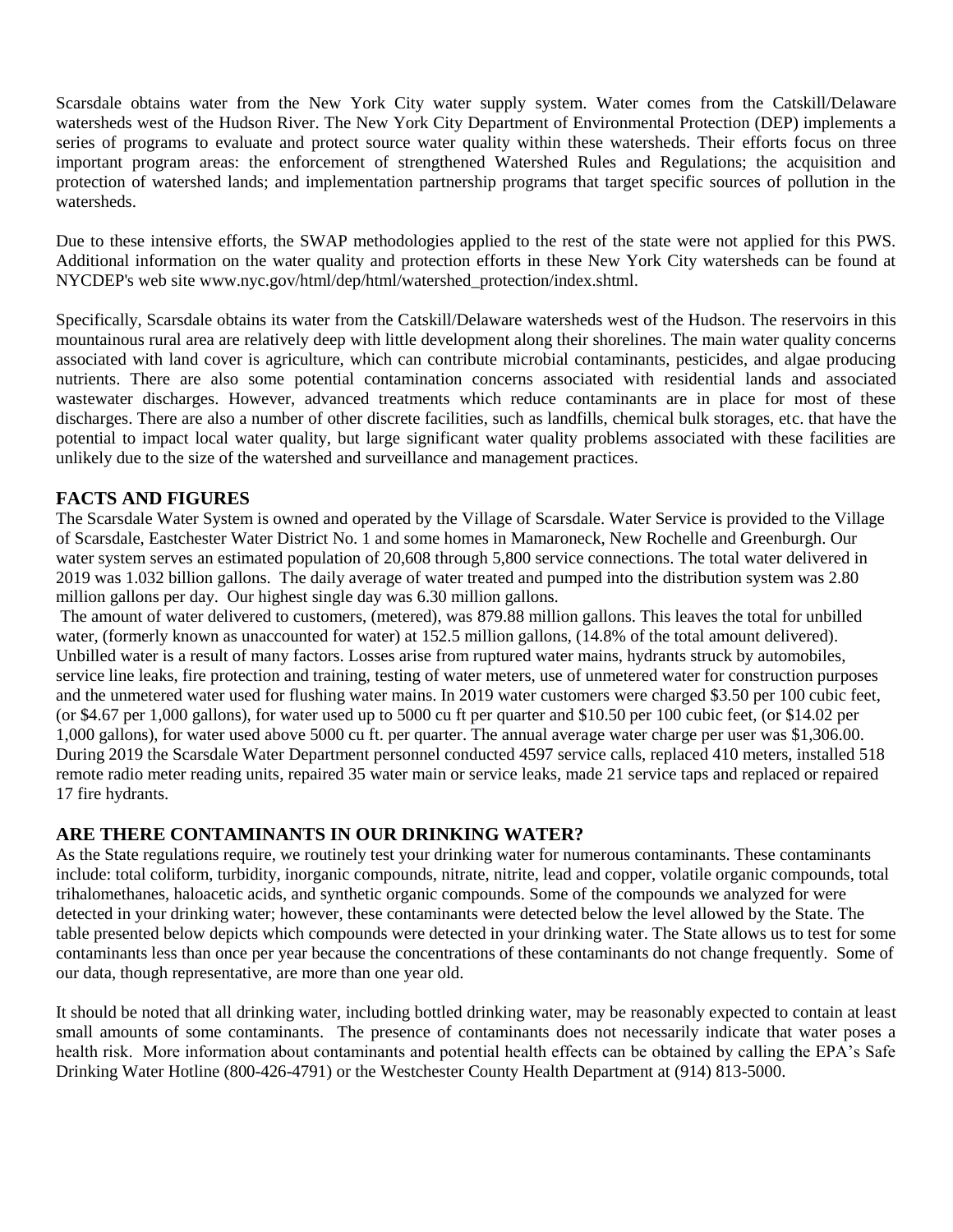Scarsdale obtains water from the New York City water supply system. Water comes from the Catskill/Delaware watersheds west of the Hudson River. The New York City Department of Environmental Protection (DEP) implements a series of programs to evaluate and protect source water quality within these watersheds. Their efforts focus on three important program areas: the enforcement of strengthened Watershed Rules and Regulations; the acquisition and protection of watershed lands; and implementation partnership programs that target specific sources of pollution in the watersheds.

Due to these intensive efforts, the SWAP methodologies applied to the rest of the state were not applied for this PWS. Additional information on the water quality and protection efforts in these New York City watersheds can be found at NYCDEP's web site www.nyc.gov/html/dep/html/watershed_protection/index.shtml.

Specifically, Scarsdale obtains its water from the Catskill/Delaware watersheds west of the Hudson. The reservoirs in this mountainous rural area are relatively deep with little development along their shorelines. The main water quality concerns associated with land cover is agriculture, which can contribute microbial contaminants, pesticides, and algae producing nutrients. There are also some potential contamination concerns associated with residential lands and associated wastewater discharges. However, advanced treatments which reduce contaminants are in place for most of these discharges. There are also a number of other discrete facilities, such as landfills, chemical bulk storages, etc. that have the potential to impact local water quality, but large significant water quality problems associated with these facilities are unlikely due to the size of the watershed and surveillance and management practices.

## FACTS AND FIGURES

The Scarsdale Water System is owned and operated by the Village of Scarsdale. Water Service is provided to the Village of Scarsdale, Eastchester Water District No. 1 and some homes in Mamaroneck, New Rochelle and Greenburgh. Our water system serves an estimated population of 20,608 through 5,800 service connections. The total water delivered in 2019 was 1.032 billion gallons. The daily average of water treated and pumped into the distribution system was 2.80 million gallons per day. Our highest single day was 6.30 million gallons.

The amount of water delivered to customers, (metered), was 879.88 million gallons. This leaves the total for unbilled water, (formerly known as unaccounted for water) at 152.5 million gallons, (14.8% of the total amount delivered). Unbilled water is a result of many factors. Losses arise from ruptured water mains, hydrants struck by automobiles, service line leaks, fire protection and training, testing of water meters, use of unmetered water for construction purposes and the unmetered water used for flushing water mains. In 2019 water customers were charged $3.50 per 100 cubic feet, (or $4.67 per 1,000 gallons), for water used up to 5000 cu ft per quarter and $10.50 per 100 cubic feet, (or $14.02 per 1,000 gallons), for water used above 5000 cu ft. per quarter. The annual average water charge per user was $1,306.00. During 2019 the Scarsdale Water Department personnel conducted 4597 service calls, replaced 410 meters, installed 518 remote radio meter reading units, repaired 35 water main or service leaks, made 21 service taps and replaced or repaired 17 fire hydrants.

## ARE THERE CONTAMINANTS IN OUR DRINKING WATER?

As the State regulations require, we routinely test your drinking water for numerous contaminants. These contaminants include: total coliform, turbidity, inorganic compounds, nitrate, nitrite, lead and copper, volatile organic compounds, total trihalomethanes, haloacetic acids, and synthetic organic compounds. Some of the compounds we analyzed for were detected in your drinking water; however, these contaminants were detected below the level allowed by the State. The table presented below depicts which compounds were detected in your drinking water. The State allows us to test for some contaminants less than once per year because the concentrations of these contaminants do not change frequently. Some of our data, though representative, are more than one year old.

It should be noted that all drinking water, including bottled drinking water, may be reasonably expected to contain at least small amounts of some contaminants. The presence of contaminants does not necessarily indicate that water poses a health risk. More information about contaminants and potential health effects can be obtained by calling the EPA's Safe Drinking Water Hotline (800-426-4791) or the Westchester County Health Department at (914) 813-5000.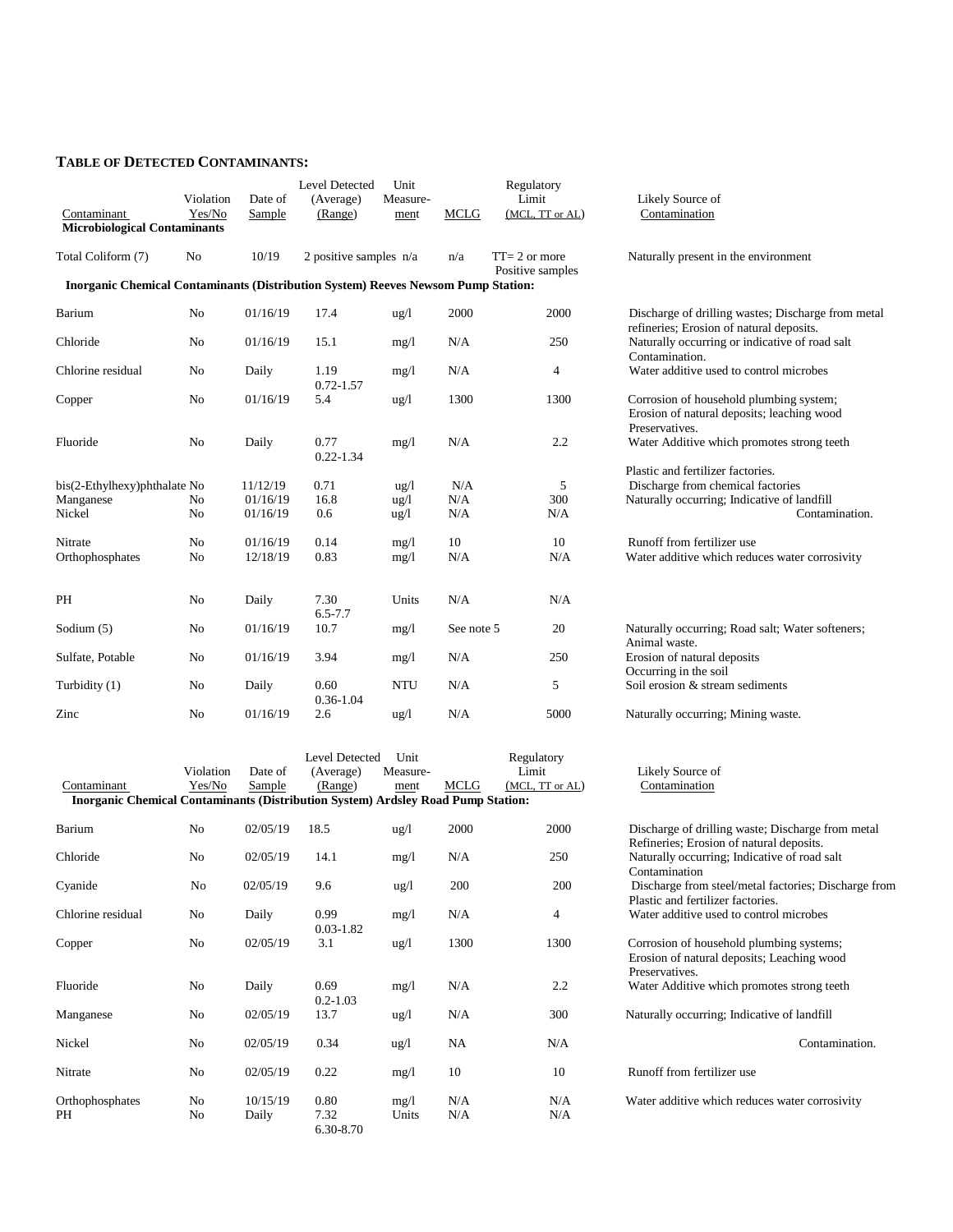**TABLE OF DETECTED CONTAMINANTS:**

| Contaminant | Violation Yes/No | Date of Sample | Level Detected (Average) (Range) | Unit Measure-ment | MCLG | Regulatory Limit (MCL, TT or AL) | Likely Source of Contamination |
|---|---|---|---|---|---|---|---|
| **Microbiological Contaminants** | | | | | | | |
| Total Coliform (7) | No | 10/19 | 2 positive samples | n/a | n/a | TT= 2 or more Positive samples | Naturally present in the environment |
| **Inorganic Chemical Contaminants (Distribution System) Reeves Newsom Pump Station:** | | | | | | | |
| Barium | No | 01/16/19 | 17.4 | ug/l | 2000 | 2000 | Discharge of drilling wastes; Discharge from metal refineries; Erosion of natural deposits. |
| Chloride | No | 01/16/19 | 15.1 | mg/l | N/A | 250 | Naturally occurring or indicative of road salt Contamination. |
| Chlorine residual | No | Daily | 1.19 0.72-1.57 | mg/l | N/A | 4 | Water additive used to control microbes |
| Copper | No | 01/16/19 | 5.4 | ug/l | 1300 | 1300 | Corrosion of household plumbing system; Erosion of natural deposits; leaching wood Preservatives. |
| Fluoride | No | Daily | 0.77 0.22-1.34 | mg/l | N/A | 2.2 | Water Additive which promotes strong teeth |
| bis(2-Ethylhexy)phthalate | No | 11/12/19 | 0.71 | ug/l | N/A | 5 | Plastic and fertilizer factories. Discharge from chemical factories |
| Manganese | No | 01/16/19 | 16.8 | ug/l | N/A | 300 | Naturally occurring; Indicative of landfill Contamination. |
| Nickel | No | 01/16/19 | 0.6 | ug/l | N/A | N/A | |
| Nitrate | No | 01/16/19 | 0.14 | mg/l | 10 | 10 | Runoff from fertilizer use |
| Orthophosphates | No | 12/18/19 | 0.83 | mg/l | N/A | N/A | Water additive which reduces water corrosivity |
| PH | No | Daily | 7.30 6.5-7.7 | Units | N/A | N/A | |
| Sodium (5) | No | 01/16/19 | 10.7 | mg/l | See note 5 | 20 | Naturally occurring; Road salt; Water softeners; Animal waste. |
| Sulfate, Potable | No | 01/16/19 | 3.94 | mg/l | N/A | 250 | Erosion of natural deposits Occurring in the soil |
| Turbidity (1) | No | Daily | 0.60 0.36-1.04 | NTU | N/A | 5 | Soil erosion & stream sediments |
| Zinc | No | 01/16/19 | 2.6 | ug/l | N/A | 5000 | Naturally occurring; Mining waste. |

| Contaminant | Violation Yes/No | Date of Sample | Level Detected (Average) (Range) | Unit Measure-ment | MCLG | Regulatory Limit (MCL, TT or AL) | Likely Source of Contamination |
|---|---|---|---|---|---|---|---|
| **Inorganic Chemical Contaminants (Distribution System) Ardsley Road Pump Station:** | | | | | | | |
| Barium | No | 02/05/19 | 18.5 | ug/l | 2000 | 2000 | Discharge of drilling waste; Discharge from metal Refineries; Erosion of natural deposits. |
| Chloride | No | 02/05/19 | 14.1 | mg/l | N/A | 250 | Naturally occurring; Indicative of road salt Contamination |
| Cyanide | No | 02/05/19 | 9.6 | ug/l | 200 | 200 | Discharge from steel/metal factories; Discharge from Plastic and fertilizer factories. |
| Chlorine residual | No | Daily | 0.99 0.03-1.82 | mg/l | N/A | 4 | Water additive used to control microbes |
| Copper | No | 02/05/19 | 3.1 | ug/l | 1300 | 1300 | Corrosion of household plumbing systems; Erosion of natural deposits; Leaching wood Preservatives. |
| Fluoride | No | Daily | 0.69 0.2-1.03 | mg/l | N/A | 2.2 | Water Additive which promotes strong teeth |
| Manganese | No | 02/05/19 | 13.7 | ug/l | N/A | 300 | Naturally occurring; Indicative of landfill Contamination. |
| Nickel | No | 02/05/19 | 0.34 | ug/l | NA | N/A | |
| Nitrate | No | 02/05/19 | 0.22 | mg/l | 10 | 10 | Runoff from fertilizer use |
| Orthophosphates | No | 10/15/19 | 0.80 | mg/l | N/A | N/A | Water additive which reduces water corrosivity |
| PH | No | Daily | 7.32 6.30-8.70 | Units | N/A | N/A | |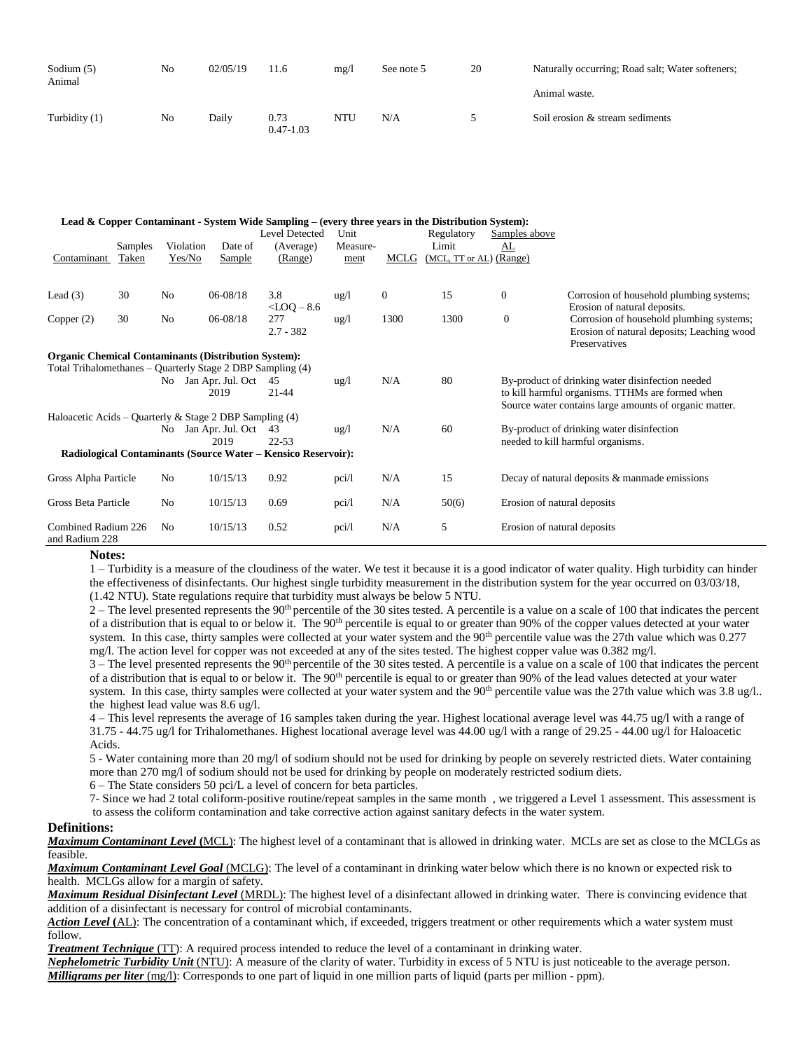| | | | | | | | |
|---|---|---|---|---|---|---|---|
| Sodium (5) Animal | No | 02/05/19 | 11.6 | mg/l | See note 5 | 20 | Naturally occurring; Road salt; Water softeners; Animal waste. |
| Turbidity (1) | No | Daily | 0.73 0.47-1.03 | NTU | N/A | 5 | Soil erosion & stream sediments |

**Lead & Copper Contaminant - System Wide Sampling – (every three years in the Distribution System):**

| Contaminant | Samples Taken | Violation Yes/No | Date of Sample | Level Detected (Average) (Range) | Unit Measure-ment | MCLG | Regulatory Limit (MCL, TT or AL) | Samples above AL (Range) | |
|---|---|---|---|---|---|---|---|---|---|
| Lead (3) | 30 | No | 06-08/18 | 3.8 <LOQ – 8.6 | ug/l | 0 | 15 | 0 | Corrosion of household plumbing systems; Erosion of natural deposits. |
| Copper (2) | 30 | No | 06-08/18 | 277 2.7 - 382 | ug/l | 1300 | 1300 | 0 | Corrosion of household plumbing systems; Erosion of natural deposits; Leaching wood Preservatives |

**Organic Chemical Contaminants (Distribution System):**

| Contaminant | Violation Yes/No | Date of Sample | Level Detected (Average) (Range) | Unit Measurement | MCLG | Regulatory Limit | |
|---|---|---|---|---|---|---|---|
| Total Trihalomethanes – Quarterly Stage 2 DBP Sampling (4) | No | Jan Apr. Jul. Oct 2019 | 45 21-44 | ug/l | N/A | 80 | By-product of drinking water disinfection needed to kill harmful organisms. TTHMs are formed when Source water contains large amounts of organic matter. |
| Haloacetic Acids – Quarterly & Stage 2 DBP Sampling (4) | No | Jan Apr. Jul. Oct 2019 | 43 22-53 | ug/l | N/A | 60 | By-product of drinking water disinfection needed to kill harmful organisms. |

**Radiological Contaminants (Source Water – Kensico Reservoir):**

| Contaminant | Violation Yes/No | Date of Sample | Level Detected | Unit Measurement | MCLG | Regulatory Limit | |
|---|---|---|---|---|---|---|---|
| Gross Alpha Particle | No | 10/15/13 | 0.92 | pci/l | N/A | 15 | Decay of natural deposits & manmade emissions |
| Gross Beta Particle | No | 10/15/13 | 0.69 | pci/l | N/A | 50(6) | Erosion of natural deposits |
| Combined Radium 226 and Radium 228 | No | 10/15/13 | 0.52 | pci/l | N/A | 5 | Erosion of natural deposits |

**Notes:**

1 – Turbidity is a measure of the cloudiness of the water. We test it because it is a good indicator of water quality. High turbidity can hinder the effectiveness of disinfectants. Our highest single turbidity measurement in the distribution system for the year occurred on 03/03/18, (1.42 NTU). State regulations require that turbidity must always be below 5 NTU.

2 – The level presented represents the 90th percentile of the 30 sites tested. A percentile is a value on a scale of 100 that indicates the percent of a distribution that is equal to or below it. The 90th percentile is equal to or greater than 90% of the copper values detected at your water system. In this case, thirty samples were collected at your water system and the 90th percentile value was the 27th value which was 0.277 mg/l. The action level for copper was not exceeded at any of the sites tested. The highest copper value was 0.382 mg/l.

3 – The level presented represents the 90th percentile of the 30 sites tested. A percentile is a value on a scale of 100 that indicates the percent of a distribution that is equal to or below it. The 90th percentile is equal to or greater than 90% of the lead values detected at your water system. In this case, thirty samples were collected at your water system and the 90th percentile value was the 27th value which was 3.8 ug/l.. the highest lead value was 8.6 ug/l.

4 – This level represents the average of 16 samples taken during the year. Highest locational average level was 44.75 ug/l with a range of 31.75 - 44.75 ug/l for Trihalomethanes. Highest locational average level was 44.00 ug/l with a range of 29.25 - 44.00 ug/l for Haloacetic Acids.

5 - Water containing more than 20 mg/l of sodium should not be used for drinking by people on severely restricted diets. Water containing more than 270 mg/l of sodium should not be used for drinking by people on moderately restricted sodium diets.

6 – The State considers 50 pci/L a level of concern for beta particles.

7- Since we had 2 total coliform-positive routine/repeat samples in the same month , we triggered a Level 1 assessment. This assessment is to assess the coliform contamination and take corrective action against sanitary defects in the water system.

**Definitions:**

***Maximum Contaminant Level*** **(**MCL): The highest level of a contaminant that is allowed in drinking water. MCLs are set as close to the MCLGs as feasible.

***Maximum Contaminant Level Goal*** (MCLG): The level of a contaminant in drinking water below which there is no known or expected risk to health. MCLGs allow for a margin of safety.

***Maximum Residual Disinfectant Level*** (MRDL): The highest level of a disinfectant allowed in drinking water. There is convincing evidence that addition of a disinfectant is necessary for control of microbial contaminants.

***Action Level*** **(**AL): The concentration of a contaminant which, if exceeded, triggers treatment or other requirements which a water system must follow.

***Treatment Technique*** (TT): A required process intended to reduce the level of a contaminant in drinking water.

***Nephelometric Turbidity Unit*** (NTU): A measure of the clarity of water. Turbidity in excess of 5 NTU is just noticeable to the average person.

***Milligrams per liter*** (mg/l): Corresponds to one part of liquid in one million parts of liquid (parts per million - ppm).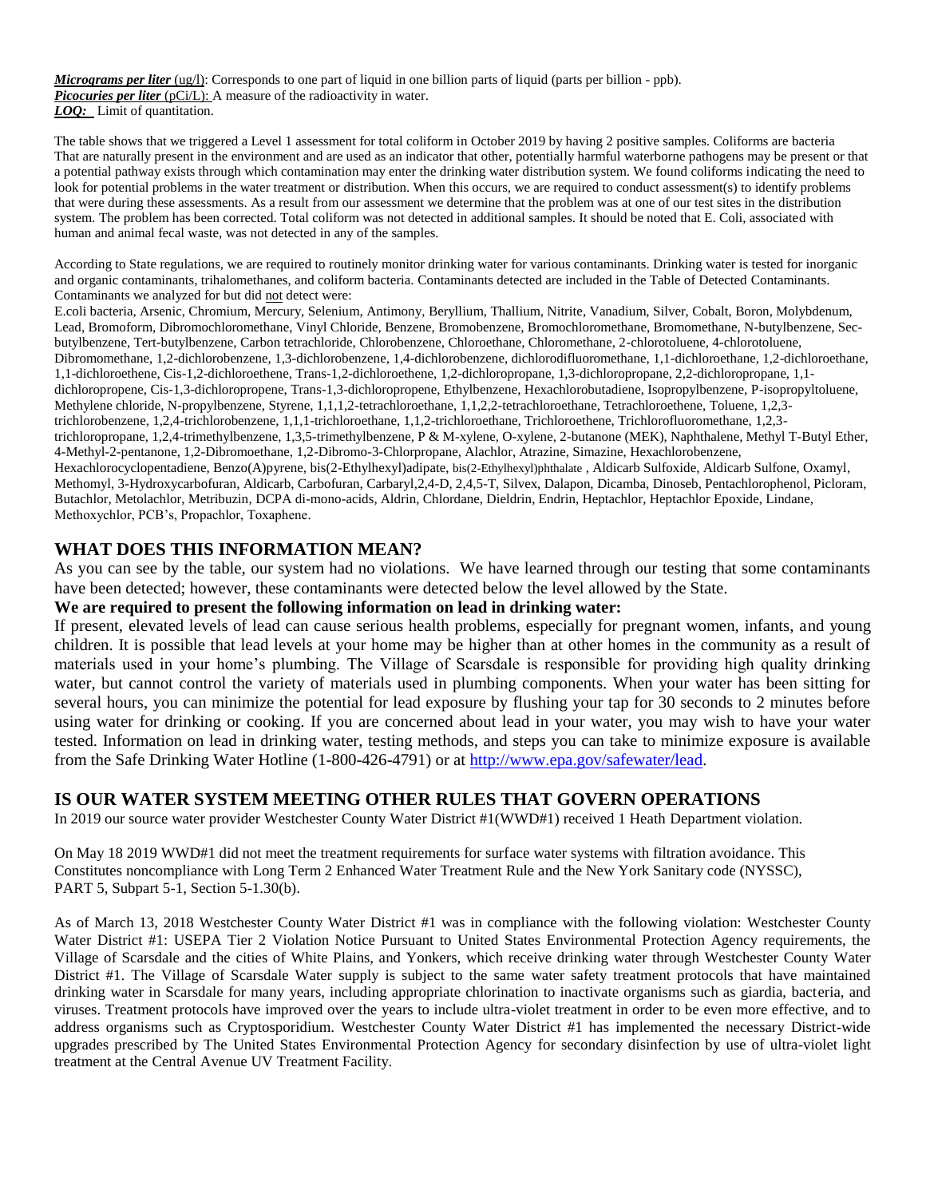***Micrograms per liter*** (ug/l): Corresponds to one part of liquid in one billion parts of liquid (parts per billion - ppb).
***Picocuries per liter*** (pCi/L): A measure of the radioactivity in water.
***LOQ:*** Limit of quantitation.

The table shows that we triggered a Level 1 assessment for total coliform in October 2019 by having 2 positive samples. Coliforms are bacteria That are naturally present in the environment and are used as an indicator that other, potentially harmful waterborne pathogens may be present or that a potential pathway exists through which contamination may enter the drinking water distribution system. We found coliforms indicating the need to look for potential problems in the water treatment or distribution. When this occurs, we are required to conduct assessment(s) to identify problems that were during these assessments. As a result from our assessment we determine that the problem was at one of our test sites in the distribution system. The problem has been corrected. Total coliform was not detected in additional samples. It should be noted that E. Coli, associated with human and animal fecal waste, was not detected in any of the samples.

According to State regulations, we are required to routinely monitor drinking water for various contaminants. Drinking water is tested for inorganic and organic contaminants, trihalomethanes, and coliform bacteria. Contaminants detected are included in the Table of Detected Contaminants. Contaminants we analyzed for but did not detect were:
E.coli bacteria, Arsenic, Chromium, Mercury, Selenium, Antimony, Beryllium, Thallium, Nitrite, Vanadium, Silver, Cobalt, Boron, Molybdenum, Lead, Bromoform, Dibromochloromethane, Vinyl Chloride, Benzene, Bromobenzene, Bromochloromethane, Bromomethane, N-butylbenzene, Sec-butylbenzene, Tert-butylbenzene, Carbon tetrachloride, Chlorobenzene, Chloroethane, Chloromethane, 2-chlorotoluene, 4-chlorotoluene, Dibromomethane, 1,2-dichlorobenzene, 1,3-dichlorobenzene, 1,4-dichlorobenzene, dichlorodifluoromethane, 1,1-dichloroethane, 1,2-dichloroethane, 1,1-dichloroethene, Cis-1,2-dichloroethene, Trans-1,2-dichloroethene, 1,2-dichloropropane, 1,3-dichloropropane, 2,2-dichloropropane, 1,1-dichloropropene, Cis-1,3-dichloropropene, Trans-1,3-dichloropropene, Ethylbenzene, Hexachlorobutadiene, Isopropylbenzene, P-isopropyltoluene, Methylene chloride, N-propylbenzene, Styrene, 1,1,1,2-tetrachloroethane, 1,1,2,2-tetrachloroethane, Tetrachloroethene, Toluene, 1,2,3-trichlorobenzene, 1,2,4-trichlorobenzene, 1,1,1-trichloroethane, 1,1,2-trichloroethane, Trichloroethene, Trichlorofluoromethane, 1,2,3-trichloropropane, 1,2,4-trimethylbenzene, 1,3,5-trimethylbenzene, P & M-xylene, O-xylene, 2-butanone (MEK), Naphthalene, Methyl T-Butyl Ether, 4-Methyl-2-pentanone, 1,2-Dibromoethane, 1,2-Dibromo-3-Chlorpropane, Alachlor, Atrazine, Simazine, Hexachlorobenzene, Hexachlorocyclopentadiene, Benzo(A)pyrene, bis(2-Ethylhexyl)adipate, bis(2-Ethylhexyl)phthalate , Aldicarb Sulfoxide, Aldicarb Sulfone, Oxamyl, Methomyl, 3-Hydroxycarbofuran, Aldicarb, Carbofuran, Carbaryl,2,4-D, 2,4,5-T, Silvex, Dalapon, Dicamba, Dinoseb, Pentachlorophenol, Picloram, Butachlor, Metolachlor, Metribuzin, DCPA di-mono-acids, Aldrin, Chlordane, Dieldrin, Endrin, Heptachlor, Heptachlor Epoxide, Lindane, Methoxychlor, PCB's, Propachlor, Toxaphene.

## WHAT DOES THIS INFORMATION MEAN?

As you can see by the table, our system had no violations. We have learned through our testing that some contaminants have been detected; however, these contaminants were detected below the level allowed by the State.

**We are required to present the following information on lead in drinking water:**

If present, elevated levels of lead can cause serious health problems, especially for pregnant women, infants, and young children. It is possible that lead levels at your home may be higher than at other homes in the community as a result of materials used in your home's plumbing. The Village of Scarsdale is responsible for providing high quality drinking water, but cannot control the variety of materials used in plumbing components. When your water has been sitting for several hours, you can minimize the potential for lead exposure by flushing your tap for 30 seconds to 2 minutes before using water for drinking or cooking. If you are concerned about lead in your water, you may wish to have your water tested. Information on lead in drinking water, testing methods, and steps you can take to minimize exposure is available from the Safe Drinking Water Hotline (1-800-426-4791) or at http://www.epa.gov/safewater/lead.

## IS OUR WATER SYSTEM MEETING OTHER RULES THAT GOVERN OPERATIONS

In 2019 our source water provider Westchester County Water District #1(WWD#1) received 1 Heath Department violation.

On May 18 2019 WWD#1 did not meet the treatment requirements for surface water systems with filtration avoidance. This Constitutes noncompliance with Long Term 2 Enhanced Water Treatment Rule and the New York Sanitary code (NYSSC), PART 5, Subpart 5-1, Section 5-1.30(b).

As of March 13, 2018 Westchester County Water District #1 was in compliance with the following violation: Westchester County Water District #1: USEPA Tier 2 Violation Notice Pursuant to United States Environmental Protection Agency requirements, the Village of Scarsdale and the cities of White Plains, and Yonkers, which receive drinking water through Westchester County Water District #1. The Village of Scarsdale Water supply is subject to the same water safety treatment protocols that have maintained drinking water in Scarsdale for many years, including appropriate chlorination to inactivate organisms such as giardia, bacteria, and viruses. Treatment protocols have improved over the years to include ultra-violet treatment in order to be even more effective, and to address organisms such as Cryptosporidium. Westchester County Water District #1 has implemented the necessary District-wide upgrades prescribed by The United States Environmental Protection Agency for secondary disinfection by use of ultra-violet light treatment at the Central Avenue UV Treatment Facility.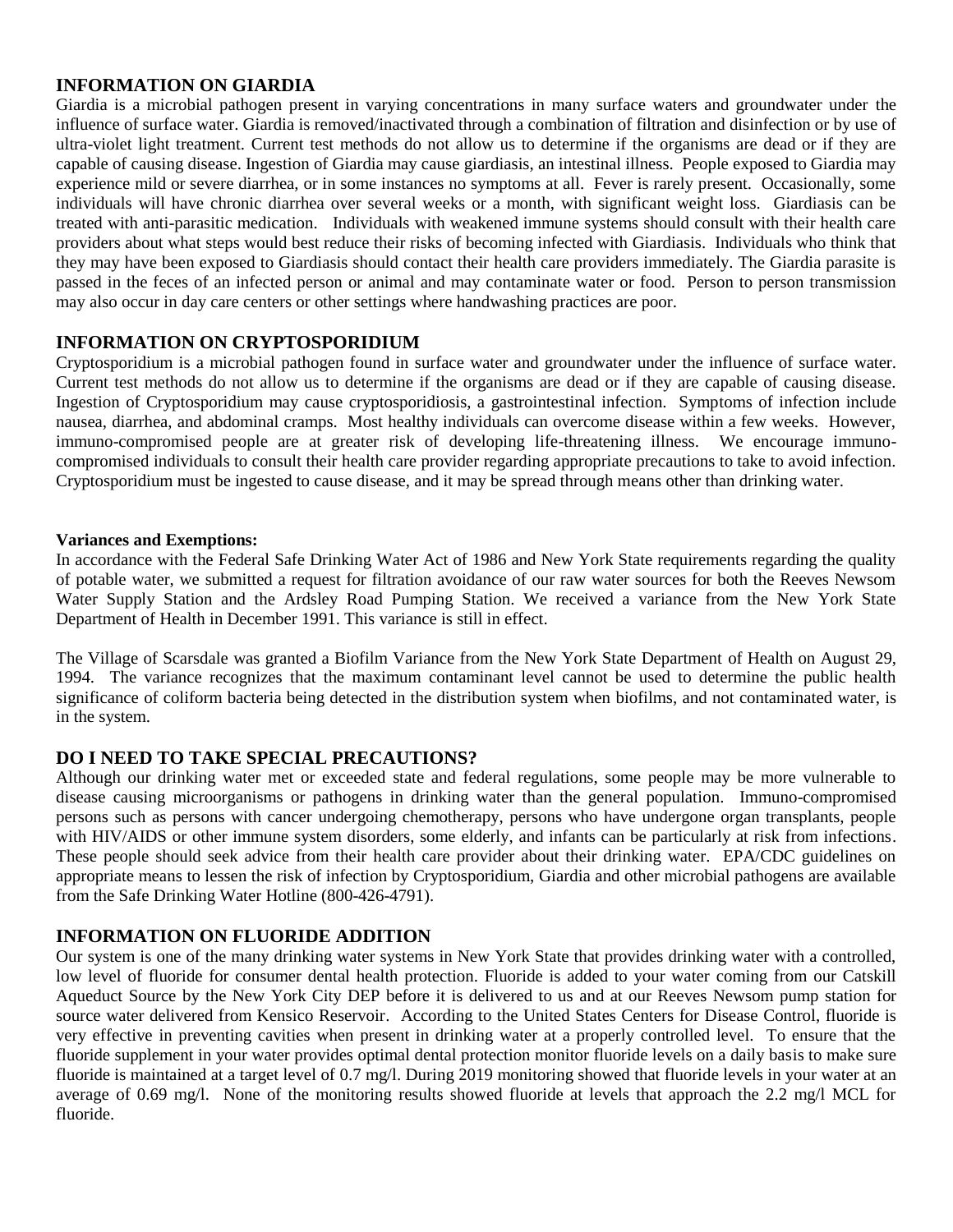## INFORMATION ON GIARDIA

Giardia is a microbial pathogen present in varying concentrations in many surface waters and groundwater under the influence of surface water. Giardia is removed/inactivated through a combination of filtration and disinfection or by use of ultra-violet light treatment. Current test methods do not allow us to determine if the organisms are dead or if they are capable of causing disease. Ingestion of Giardia may cause giardiasis, an intestinal illness. People exposed to Giardia may experience mild or severe diarrhea, or in some instances no symptoms at all. Fever is rarely present. Occasionally, some individuals will have chronic diarrhea over several weeks or a month, with significant weight loss. Giardiasis can be treated with anti-parasitic medication. Individuals with weakened immune systems should consult with their health care providers about what steps would best reduce their risks of becoming infected with Giardiasis. Individuals who think that they may have been exposed to Giardiasis should contact their health care providers immediately. The Giardia parasite is passed in the feces of an infected person or animal and may contaminate water or food. Person to person transmission may also occur in day care centers or other settings where handwashing practices are poor.

## INFORMATION ON CRYPTOSPORIDIUM

Cryptosporidium is a microbial pathogen found in surface water and groundwater under the influence of surface water. Current test methods do not allow us to determine if the organisms are dead or if they are capable of causing disease. Ingestion of Cryptosporidium may cause cryptosporidiosis, a gastrointestinal infection. Symptoms of infection include nausea, diarrhea, and abdominal cramps. Most healthy individuals can overcome disease within a few weeks. However, immuno-compromised people are at greater risk of developing life-threatening illness. We encourage immuno-compromised individuals to consult their health care provider regarding appropriate precautions to take to avoid infection. Cryptosporidium must be ingested to cause disease, and it may be spread through means other than drinking water.

**Variances and Exemptions:**

In accordance with the Federal Safe Drinking Water Act of 1986 and New York State requirements regarding the quality of potable water, we submitted a request for filtration avoidance of our raw water sources for both the Reeves Newsom Water Supply Station and the Ardsley Road Pumping Station. We received a variance from the New York State Department of Health in December 1991. This variance is still in effect.

The Village of Scarsdale was granted a Biofilm Variance from the New York State Department of Health on August 29, 1994. The variance recognizes that the maximum contaminant level cannot be used to determine the public health significance of coliform bacteria being detected in the distribution system when biofilms, and not contaminated water, is in the system.

## DO I NEED TO TAKE SPECIAL PRECAUTIONS?

Although our drinking water met or exceeded state and federal regulations, some people may be more vulnerable to disease causing microorganisms or pathogens in drinking water than the general population. Immuno-compromised persons such as persons with cancer undergoing chemotherapy, persons who have undergone organ transplants, people with HIV/AIDS or other immune system disorders, some elderly, and infants can be particularly at risk from infections. These people should seek advice from their health care provider about their drinking water. EPA/CDC guidelines on appropriate means to lessen the risk of infection by Cryptosporidium, Giardia and other microbial pathogens are available from the Safe Drinking Water Hotline (800-426-4791).

## INFORMATION ON FLUORIDE ADDITION

Our system is one of the many drinking water systems in New York State that provides drinking water with a controlled, low level of fluoride for consumer dental health protection. Fluoride is added to your water coming from our Catskill Aqueduct Source by the New York City DEP before it is delivered to us and at our Reeves Newsom pump station for source water delivered from Kensico Reservoir. According to the United States Centers for Disease Control, fluoride is very effective in preventing cavities when present in drinking water at a properly controlled level. To ensure that the fluoride supplement in your water provides optimal dental protection monitor fluoride levels on a daily basis to make sure fluoride is maintained at a target level of 0.7 mg/l. During 2019 monitoring showed that fluoride levels in your water at an average of 0.69 mg/l. None of the monitoring results showed fluoride at levels that approach the 2.2 mg/l MCL for fluoride.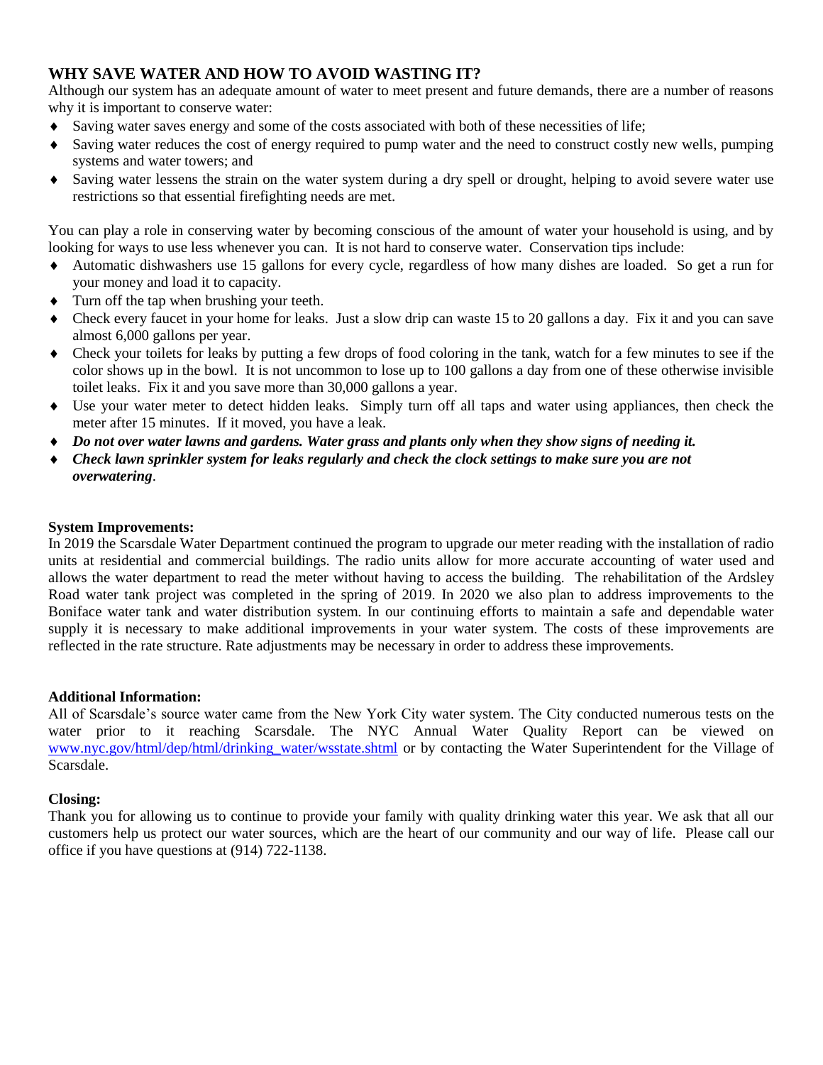## WHY SAVE WATER AND HOW TO AVOID WASTING IT?

Although our system has an adequate amount of water to meet present and future demands, there are a number of reasons why it is important to conserve water:

- Saving water saves energy and some of the costs associated with both of these necessities of life;
- Saving water reduces the cost of energy required to pump water and the need to construct costly new wells, pumping systems and water towers; and
- Saving water lessens the strain on the water system during a dry spell or drought, helping to avoid severe water use restrictions so that essential firefighting needs are met.

You can play a role in conserving water by becoming conscious of the amount of water your household is using, and by looking for ways to use less whenever you can. It is not hard to conserve water. Conservation tips include:

- Automatic dishwashers use 15 gallons for every cycle, regardless of how many dishes are loaded. So get a run for your money and load it to capacity.
- Turn off the tap when brushing your teeth.
- Check every faucet in your home for leaks. Just a slow drip can waste 15 to 20 gallons a day. Fix it and you can save almost 6,000 gallons per year.
- Check your toilets for leaks by putting a few drops of food coloring in the tank, watch for a few minutes to see if the color shows up in the bowl. It is not uncommon to lose up to 100 gallons a day from one of these otherwise invisible toilet leaks. Fix it and you save more than 30,000 gallons a year.
- Use your water meter to detect hidden leaks. Simply turn off all taps and water using appliances, then check the meter after 15 minutes. If it moved, you have a leak.
- ***Do not over water lawns and gardens. Water grass and plants only when they show signs of needing it.***
- ***Check lawn sprinkler system for leaks regularly and check the clock settings to make sure you are not overwatering***.

**System Improvements:**

In 2019 the Scarsdale Water Department continued the program to upgrade our meter reading with the installation of radio units at residential and commercial buildings. The radio units allow for more accurate accounting of water used and allows the water department to read the meter without having to access the building. The rehabilitation of the Ardsley Road water tank project was completed in the spring of 2019. In 2020 we also plan to address improvements to the Boniface water tank and water distribution system. In our continuing efforts to maintain a safe and dependable water supply it is necessary to make additional improvements in your water system. The costs of these improvements are reflected in the rate structure. Rate adjustments may be necessary in order to address these improvements.

**Additional Information:**

All of Scarsdale's source water came from the New York City water system. The City conducted numerous tests on the water prior to it reaching Scarsdale. The NYC Annual Water Quality Report can be viewed on www.nyc.gov/html/dep/html/drinking_water/wsstate.shtml or by contacting the Water Superintendent for the Village of Scarsdale.

**Closing:**

Thank you for allowing us to continue to provide your family with quality drinking water this year. We ask that all our customers help us protect our water sources, which are the heart of our community and our way of life. Please call our office if you have questions at (914) 722-1138.